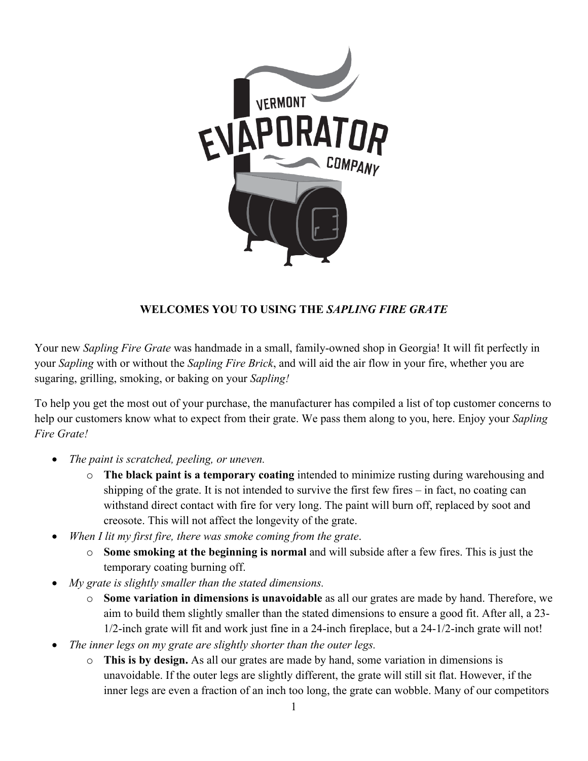VERMONT EVAPORATOR COMPANY

**WELCOMES YOU TO USING THE *SAPLING FIRE GRATE***

Your new *Sapling Fire Grate* was handmade in a small, family-owned shop in Georgia! It will fit perfectly in your *Sapling* with or without the *Sapling Fire Brick*, and will aid the air flow in your fire, whether you are sugaring, grilling, smoking, or baking on your *Sapling!*

To help you get the most out of your purchase, the manufacturer has compiled a list of top customer concerns to help our customers know what to expect from their grate. We pass them along to you, here. Enjoy your *Sapling Fire Grate!*

- *The paint is scratched, peeling, or uneven.*
  - **The black paint is a temporary coating** intended to minimize rusting during warehousing and shipping of the grate. It is not intended to survive the first few fires – in fact, no coating can withstand direct contact with fire for very long. The paint will burn off, replaced by soot and creosote. This will not affect the longevity of the grate.
- *When I lit my first fire, there was smoke coming from the grate*.
  - **Some smoking at the beginning is normal** and will subside after a few fires. This is just the temporary coating burning off.
- *My grate is slightly smaller than the stated dimensions.*
  - **Some variation in dimensions is unavoidable** as all our grates are made by hand. Therefore, we aim to build them slightly smaller than the stated dimensions to ensure a good fit. After all, a 23-1/2-inch grate will fit and work just fine in a 24-inch fireplace, but a 24-1/2-inch grate will not!
- *The inner legs on my grate are slightly shorter than the outer legs.*
  - **This is by design.** As all our grates are made by hand, some variation in dimensions is unavoidable. If the outer legs are slightly different, the grate will still sit flat. However, if the inner legs are even a fraction of an inch too long, the grate can wobble. Many of our competitors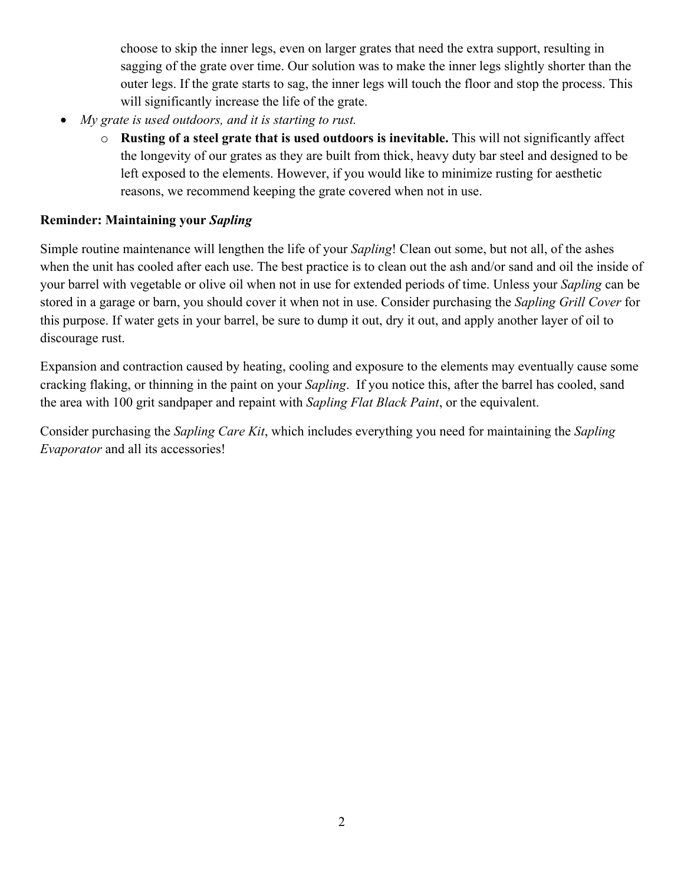choose to skip the inner legs, even on larger grates that need the extra support, resulting in sagging of the grate over time. Our solution was to make the inner legs slightly shorter than the outer legs. If the grate starts to sag, the inner legs will touch the floor and stop the process. This will significantly increase the life of the grate.

- *My grate is used outdoors, and it is starting to rust.*
    - **Rusting of a steel grate that is used outdoors is inevitable.** This will not significantly affect the longevity of our grates as they are built from thick, heavy duty bar steel and designed to be left exposed to the elements. However, if you would like to minimize rusting for aesthetic reasons, we recommend keeping the grate covered when not in use.

**Reminder: Maintaining your *Sapling***

Simple routine maintenance will lengthen the life of your *Sapling*! Clean out some, but not all, of the ashes when the unit has cooled after each use. The best practice is to clean out the ash and/or sand and oil the inside of your barrel with vegetable or olive oil when not in use for extended periods of time. Unless your *Sapling* can be stored in a garage or barn, you should cover it when not in use. Consider purchasing the *Sapling Grill Cover* for this purpose. If water gets in your barrel, be sure to dump it out, dry it out, and apply another layer of oil to discourage rust.

Expansion and contraction caused by heating, cooling and exposure to the elements may eventually cause some cracking flaking, or thinning in the paint on your *Sapling*. If you notice this, after the barrel has cooled, sand the area with 100 grit sandpaper and repaint with *Sapling Flat Black Paint*, or the equivalent.

Consider purchasing the *Sapling Care Kit*, which includes everything you need for maintaining the *Sapling Evaporator* and all its accessories!